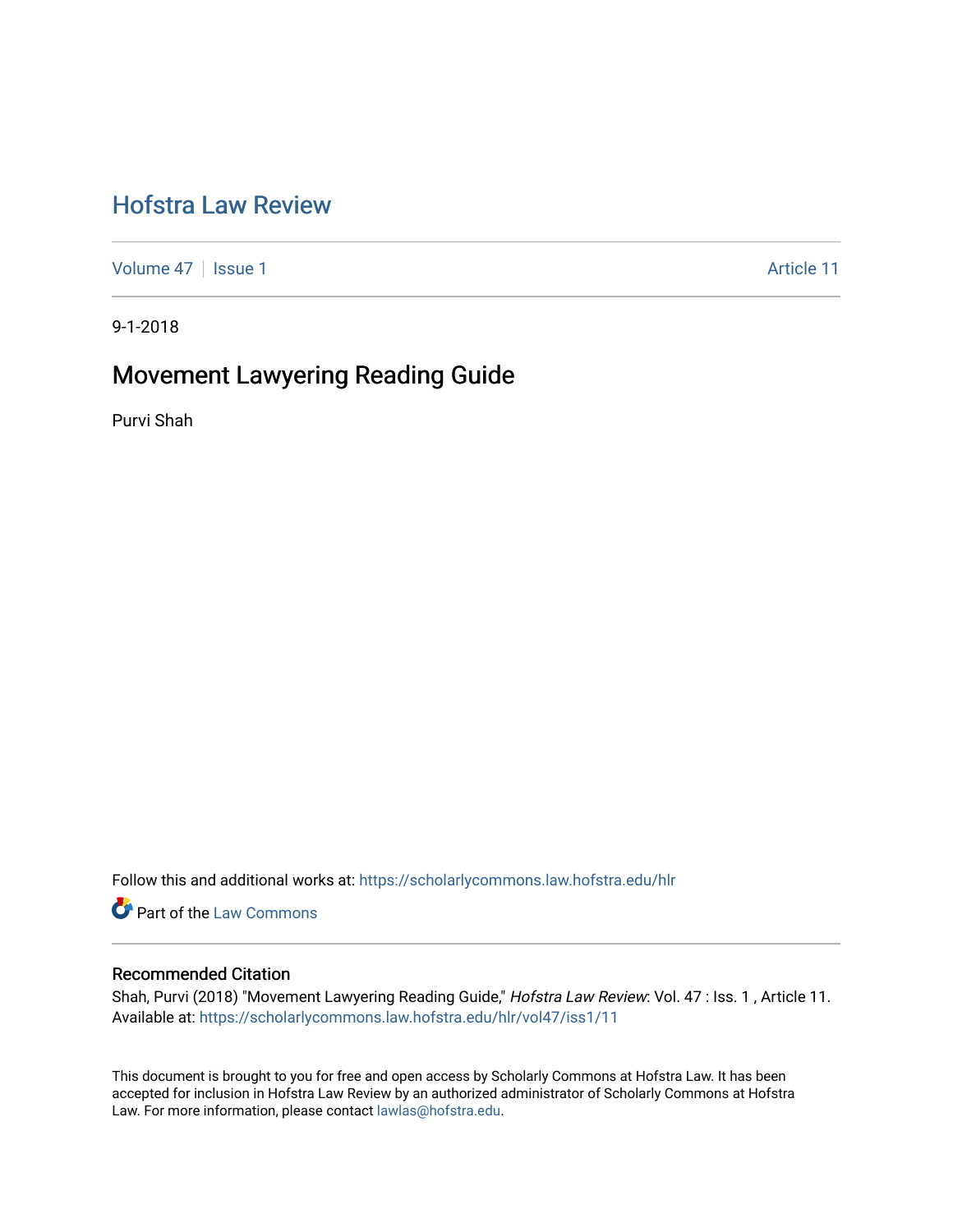# Hofstra Law Review

Volume 47 | Issue 1 | Article 11

9-1-2018

## Movement Lawyering Reading Guide

Purvi Shah

Follow this and additional works at: https://scholarlycommons.law.hofstra.edu/hlr

Part of the Law Commons

### Recommended Citation

Shah, Purvi (2018) "Movement Lawyering Reading Guide," *Hofstra Law Review*: Vol. 47 : Iss. 1 , Article 11.
Available at: https://scholarlycommons.law.hofstra.edu/hlr/vol47/iss1/11

This document is brought to you for free and open access by Scholarly Commons at Hofstra Law. It has been accepted for inclusion in Hofstra Law Review by an authorized administrator of Scholarly Commons at Hofstra Law. For more information, please contact lawlas@hofstra.edu.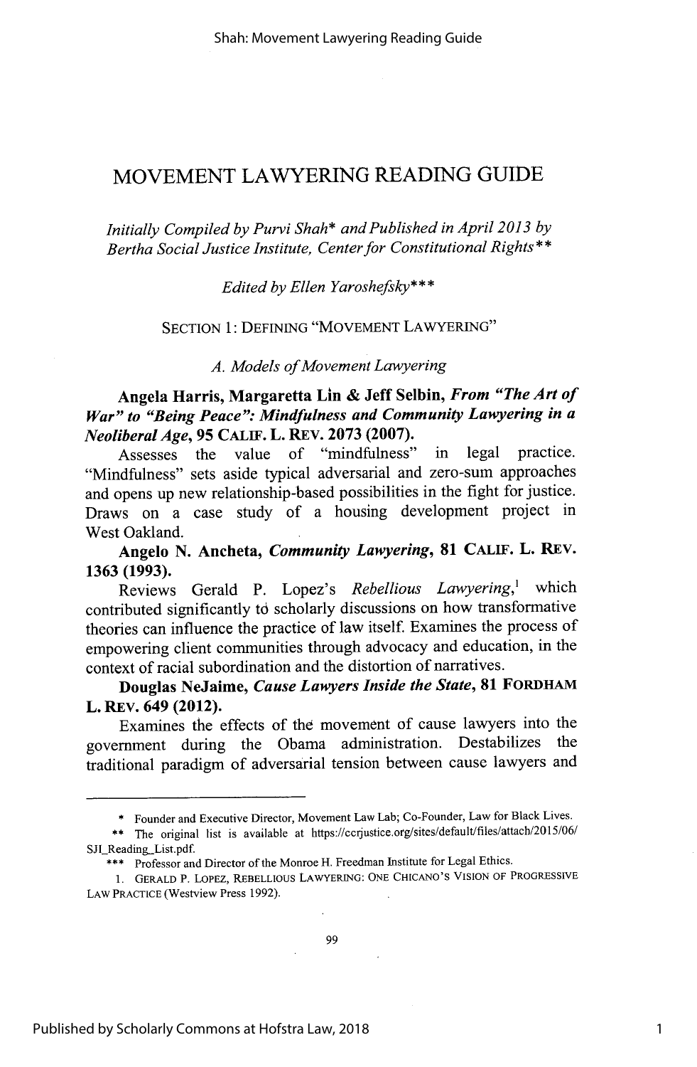# MOVEMENT LAWYERING READING GUIDE

*Initially Compiled by Purvi Shah\* and Published in April 2013 by Bertha Social Justice Institute, Center for Constitutional Rights\*\**

*Edited by Ellen Yaroshefsky\*\*\**

## SECTION 1: DEFINING "MOVEMENT LAWYERING"

### *A. Models of Movement Lawyering*

**Angela Harris, Margaretta Lin & Jeff Selbin, *From "The Art of War" to "Being Peace": Mindfulness and Community Lawyering in a Neoliberal Age*, 95 CALIF. L. REV. 2073 (2007).**

Assesses the value of "mindfulness" in legal practice. "Mindfulness" sets aside typical adversarial and zero-sum approaches and opens up new relationship-based possibilities in the fight for justice. Draws on a case study of a housing development project in West Oakland.

**Angelo N. Ancheta, *Community Lawyering*, 81 CALIF. L. REV. 1363 (1993).**

Reviews Gerald P. Lopez's *Rebellious Lawyering*,[1] which contributed significantly to scholarly discussions on how transformative theories can influence the practice of law itself. Examines the process of empowering client communities through advocacy and education, in the context of racial subordination and the distortion of narratives.

**Douglas NeJaime, *Cause Lawyers Inside the State*, 81 FORDHAM L. REV. 649 (2012).**

Examines the effects of the movement of cause lawyers into the government during the Obama administration. Destabilizes the traditional paradigm of adversarial tension between cause lawyers and

---

\* Founder and Executive Director, Movement Law Lab; Co-Founder, Law for Black Lives.

\*\* The original list is available at https://ccrjustice.org/sites/default/files/attach/2015/06/SJI_Reading_List.pdf.

\*\*\* Professor and Director of the Monroe H. Freedman Institute for Legal Ethics.

1. GERALD P. LOPEZ, REBELLIOUS LAWYERING: ONE CHICANO'S VISION OF PROGRESSIVE LAW PRACTICE (Westview Press 1992).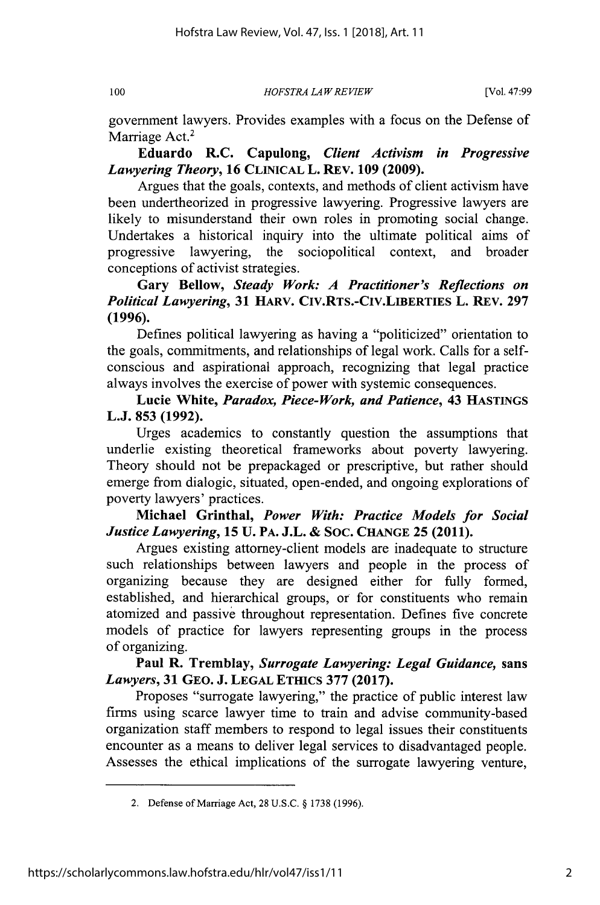government lawyers. Provides examples with a focus on the Defense of Marriage Act.[2]

**Eduardo R.C. Capulong, *Client Activism in Progressive Lawyering Theory*, 16 CLINICAL L. REV. 109 (2009).**

Argues that the goals, contexts, and methods of client activism have been undertheorized in progressive lawyering. Progressive lawyers are likely to misunderstand their own roles in promoting social change. Undertakes a historical inquiry into the ultimate political aims of progressive lawyering, the sociopolitical context, and broader conceptions of activist strategies.

**Gary Bellow, *Steady Work: A Practitioner's Reflections on Political Lawyering*, 31 HARV. CIV.RTS.-CIV.LIBERTIES L. REV. 297 (1996).**

Defines political lawyering as having a "politicized" orientation to the goals, commitments, and relationships of legal work. Calls for a self-conscious and aspirational approach, recognizing that legal practice always involves the exercise of power with systemic consequences.

**Lucie White, *Paradox, Piece-Work, and Patience*, 43 HASTINGS L.J. 853 (1992).**

Urges academics to constantly question the assumptions that underlie existing theoretical frameworks about poverty lawyering. Theory should not be prepackaged or prescriptive, but rather should emerge from dialogic, situated, open-ended, and ongoing explorations of poverty lawyers' practices.

**Michael Grinthal, *Power With: Practice Models for Social Justice Lawyering*, 15 U. PA. J.L. & SOC. CHANGE 25 (2011).**

Argues existing attorney-client models are inadequate to structure such relationships between lawyers and people in the process of organizing because they are designed either for fully formed, established, and hierarchical groups, or for constituents who remain atomized and passive throughout representation. Defines five concrete models of practice for lawyers representing groups in the process of organizing.

**Paul R. Tremblay, *Surrogate Lawyering: Legal Guidance,* sans *Lawyers*, 31 GEO. J. LEGAL ETHICS 377 (2017).**

Proposes "surrogate lawyering," the practice of public interest law firms using scarce lawyer time to train and advise community-based organization staff members to respond to legal issues their constituents encounter as a means to deliver legal services to disadvantaged people. Assesses the ethical implications of the surrogate lawyering venture,

---

2. Defense of Marriage Act, 28 U.S.C. § 1738 (1996).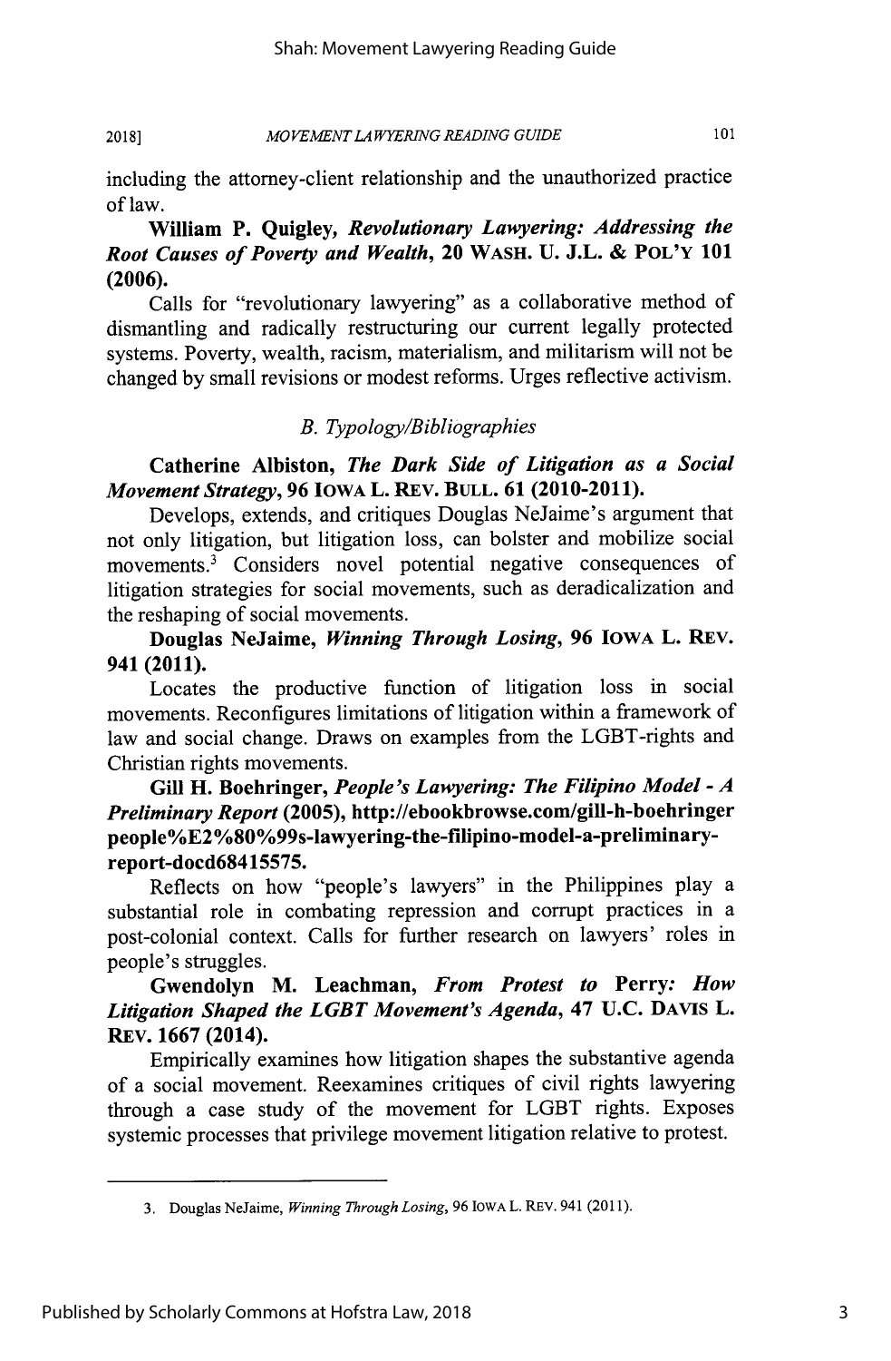including the attorney-client relationship and the unauthorized practice of law.

**William P. Quigley, *Revolutionary Lawyering: Addressing the Root Causes of Poverty and Wealth*, 20 WASH. U. J.L. & POL'Y 101 (2006).**

Calls for "revolutionary lawyering" as a collaborative method of dismantling and radically restructuring our current legally protected systems. Poverty, wealth, racism, materialism, and militarism will not be changed by small revisions or modest reforms. Urges reflective activism.

### *B. Typology/Bibliographies*

**Catherine Albiston, *The Dark Side of Litigation as a Social Movement Strategy*, 96 IOWA L. REV. BULL. 61 (2010-2011).**

Develops, extends, and critiques Douglas NeJaime's argument that not only litigation, but litigation loss, can bolster and mobilize social movements.[3] Considers novel potential negative consequences of litigation strategies for social movements, such as deradicalization and the reshaping of social movements.

**Douglas NeJaime, *Winning Through Losing*, 96 IOWA L. REV. 941 (2011).**

Locates the productive function of litigation loss in social movements. Reconfigures limitations of litigation within a framework of law and social change. Draws on examples from the LGBT-rights and Christian rights movements.

**Gill H. Boehringer, *People's Lawyering: The Filipino Model - A Preliminary Report* (2005), http://ebookbrowse.com/gill-h-boehringer people%E2%80%99s-lawyering-the-filipino-model-a-preliminary-report-docd68415575.**

Reflects on how "people's lawyers" in the Philippines play a substantial role in combating repression and corrupt practices in a post-colonial context. Calls for further research on lawyers' roles in people's struggles.

**Gwendolyn M. Leachman, *From Protest to* Perry*: How Litigation Shaped the LGBT Movement's Agenda*, 47 U.C. DAVIS L. REV. 1667 (2014).**

Empirically examines how litigation shapes the substantive agenda of a social movement. Reexamines critiques of civil rights lawyering through a case study of the movement for LGBT rights. Exposes systemic processes that privilege movement litigation relative to protest.

---

3. Douglas NeJaime, *Winning Through Losing*, 96 IOWA L. REV. 941 (2011).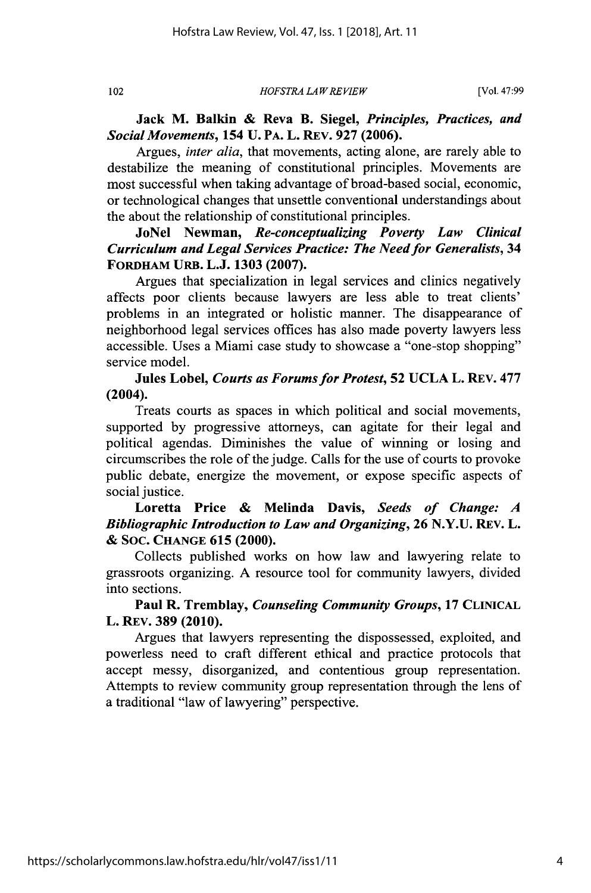**Jack M. Balkin & Reva B. Siegel, *Principles, Practices, and Social Movements*, 154 U. PA. L. REV. 927 (2006).**

Argues, *inter alia*, that movements, acting alone, are rarely able to destabilize the meaning of constitutional principles. Movements are most successful when taking advantage of broad-based social, economic, or technological changes that unsettle conventional understandings about the about the relationship of constitutional principles.

**JoNel Newman, *Re-conceptualizing Poverty Law Clinical Curriculum and Legal Services Practice: The Need for Generalists*, 34 FORDHAM URB. L.J. 1303 (2007).**

Argues that specialization in legal services and clinics negatively affects poor clients because lawyers are less able to treat clients' problems in an integrated or holistic manner. The disappearance of neighborhood legal services offices has also made poverty lawyers less accessible. Uses a Miami case study to showcase a "one-stop shopping" service model.

**Jules Lobel, *Courts as Forums for Protest*, 52 UCLA L. REV. 477 (2004).**

Treats courts as spaces in which political and social movements, supported by progressive attorneys, can agitate for their legal and political agendas. Diminishes the value of winning or losing and circumscribes the role of the judge. Calls for the use of courts to provoke public debate, energize the movement, or expose specific aspects of social justice.

**Loretta Price & Melinda Davis, *Seeds of Change: A Bibliographic Introduction to Law and Organizing*, 26 N.Y.U. REV. L. & SOC. CHANGE 615 (2000).**

Collects published works on how law and lawyering relate to grassroots organizing. A resource tool for community lawyers, divided into sections.

**Paul R. Tremblay, *Counseling Community Groups*, 17 CLINICAL L. REV. 389 (2010).**

Argues that lawyers representing the dispossessed, exploited, and powerless need to craft different ethical and practice protocols that accept messy, disorganized, and contentious group representation. Attempts to review community group representation through the lens of a traditional "law of lawyering" perspective.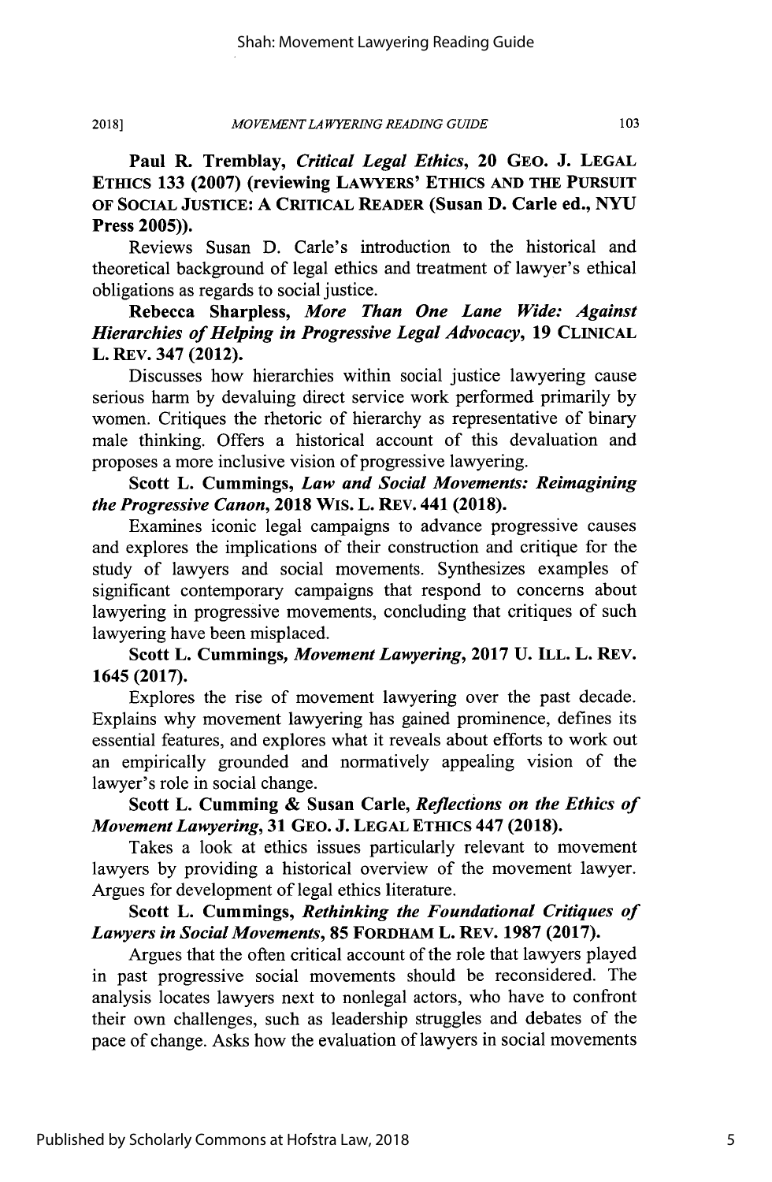**Paul R. Tremblay, *Critical Legal Ethics*, 20 GEO. J. LEGAL ETHICS 133 (2007) (reviewing LAWYERS' ETHICS AND THE PURSUIT OF SOCIAL JUSTICE: A CRITICAL READER (Susan D. Carle ed., NYU Press 2005)).**

Reviews Susan D. Carle's introduction to the historical and theoretical background of legal ethics and treatment of lawyer's ethical obligations as regards to social justice.

**Rebecca Sharpless, *More Than One Lane Wide: Against Hierarchies of Helping in Progressive Legal Advocacy*, 19 CLINICAL L. REV. 347 (2012).**

Discusses how hierarchies within social justice lawyering cause serious harm by devaluing direct service work performed primarily by women. Critiques the rhetoric of hierarchy as representative of binary male thinking. Offers a historical account of this devaluation and proposes a more inclusive vision of progressive lawyering.

**Scott L. Cummings, *Law and Social Movements: Reimagining the Progressive Canon*, 2018 WIS. L. REV. 441 (2018).**

Examines iconic legal campaigns to advance progressive causes and explores the implications of their construction and critique for the study of lawyers and social movements. Synthesizes examples of significant contemporary campaigns that respond to concerns about lawyering in progressive movements, concluding that critiques of such lawyering have been misplaced.

**Scott L. Cummings, *Movement Lawyering*, 2017 U. ILL. L. REV. 1645 (2017).**

Explores the rise of movement lawyering over the past decade. Explains why movement lawyering has gained prominence, defines its essential features, and explores what it reveals about efforts to work out an empirically grounded and normatively appealing vision of the lawyer's role in social change.

**Scott L. Cumming & Susan Carle, *Reflections on the Ethics of Movement Lawyering*, 31 GEO. J. LEGAL ETHICS 447 (2018).**

Takes a look at ethics issues particularly relevant to movement lawyers by providing a historical overview of the movement lawyer. Argues for development of legal ethics literature.

**Scott L. Cummings, *Rethinking the Foundational Critiques of Lawyers in Social Movements*, 85 FORDHAM L. REV. 1987 (2017).**

Argues that the often critical account of the role that lawyers played in past progressive social movements should be reconsidered. The analysis locates lawyers next to nonlegal actors, who have to confront their own challenges, such as leadership struggles and debates of the pace of change. Asks how the evaluation of lawyers in social movements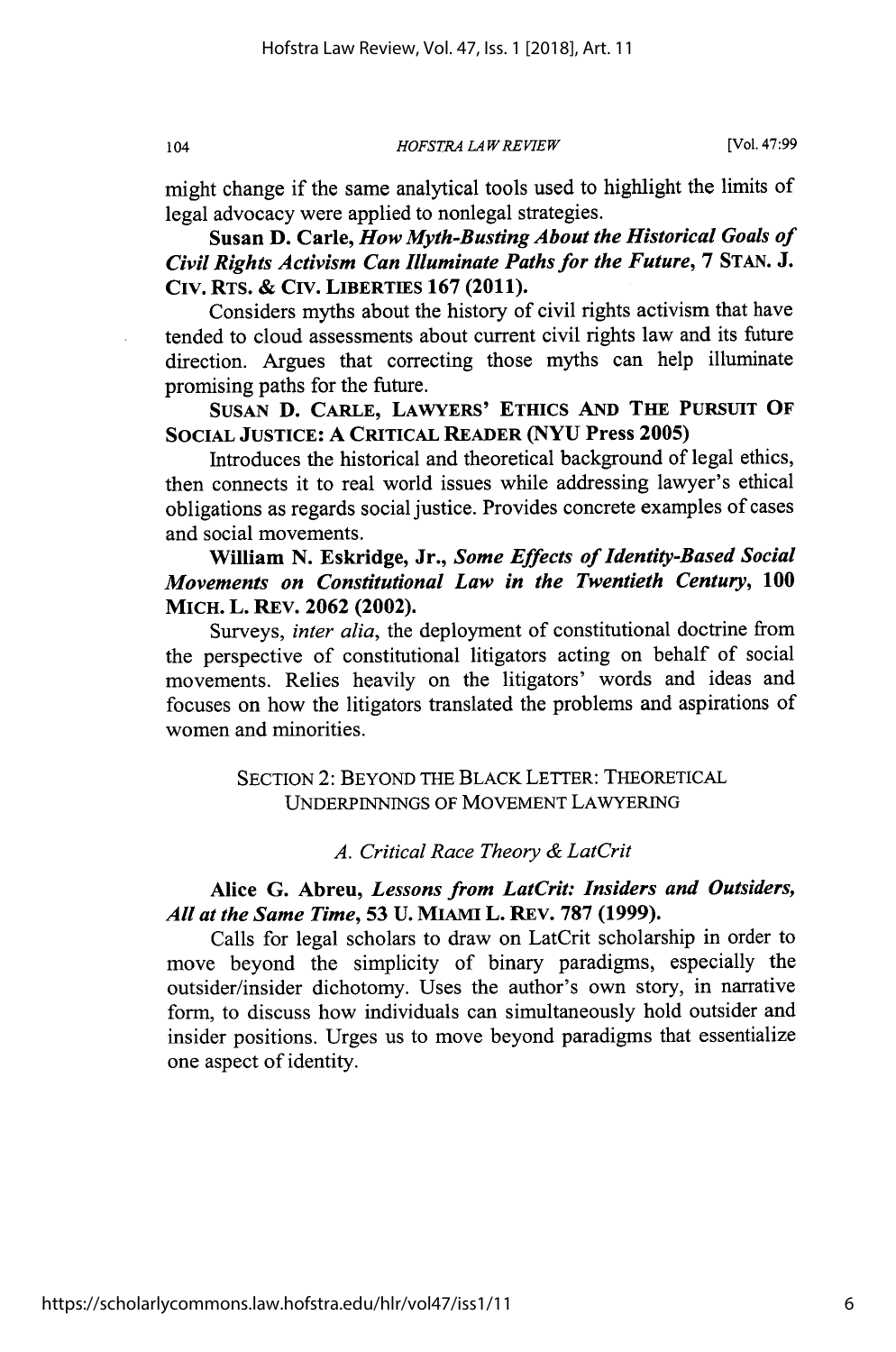might change if the same analytical tools used to highlight the limits of legal advocacy were applied to nonlegal strategies.

**Susan D. Carle, *How Myth-Busting About the Historical Goals of Civil Rights Activism Can Illuminate Paths for the Future*, 7 STAN. J. CIV. RTS. & CIV. LIBERTIES 167 (2011).**

Considers myths about the history of civil rights activism that have tended to cloud assessments about current civil rights law and its future direction. Argues that correcting those myths can help illuminate promising paths for the future.

**SUSAN D. CARLE, LAWYERS' ETHICS AND THE PURSUIT OF SOCIAL JUSTICE: A CRITICAL READER (NYU Press 2005)**

Introduces the historical and theoretical background of legal ethics, then connects it to real world issues while addressing lawyer's ethical obligations as regards social justice. Provides concrete examples of cases and social movements.

**William N. Eskridge, Jr., *Some Effects of Identity-Based Social Movements on Constitutional Law in the Twentieth Century*, 100 MICH. L. REV. 2062 (2002).**

Surveys, *inter alia*, the deployment of constitutional doctrine from the perspective of constitutional litigators acting on behalf of social movements. Relies heavily on the litigators' words and ideas and focuses on how the litigators translated the problems and aspirations of women and minorities.

## SECTION 2: BEYOND THE BLACK LETTER: THEORETICAL UNDERPINNINGS OF MOVEMENT LAWYERING

### *A. Critical Race Theory & LatCrit*

**Alice G. Abreu, *Lessons from LatCrit: Insiders and Outsiders, All at the Same Time*, 53 U. MIAMI L. REV. 787 (1999).**

Calls for legal scholars to draw on LatCrit scholarship in order to move beyond the simplicity of binary paradigms, especially the outsider/insider dichotomy. Uses the author's own story, in narrative form, to discuss how individuals can simultaneously hold outsider and insider positions. Urges us to move beyond paradigms that essentialize one aspect of identity.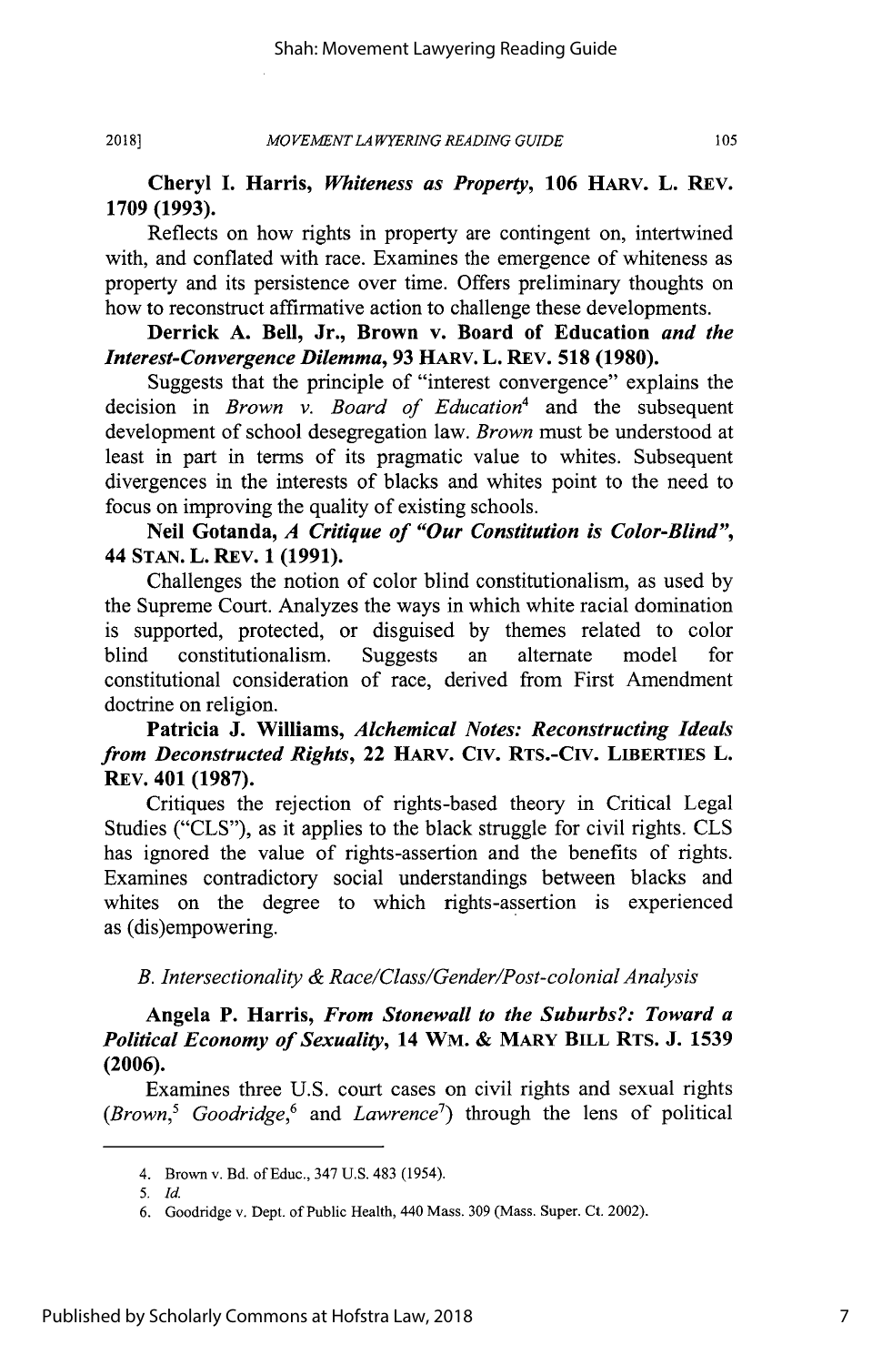**Cheryl I. Harris, *Whiteness as Property*, 106 HARV. L. REV. 1709 (1993).**

Reflects on how rights in property are contingent on, intertwined with, and conflated with race. Examines the emergence of whiteness as property and its persistence over time. Offers preliminary thoughts on how to reconstruct affirmative action to challenge these developments.

**Derrick A. Bell, Jr., Brown v. Board of Education *and the Interest-Convergence Dilemma*, 93 HARV. L. REV. 518 (1980).**

Suggests that the principle of "interest convergence" explains the decision in *Brown v. Board of Education*[4] and the subsequent development of school desegregation law. *Brown* must be understood at least in part in terms of its pragmatic value to whites. Subsequent divergences in the interests of blacks and whites point to the need to focus on improving the quality of existing schools.

**Neil Gotanda, *A Critique of "Our Constitution is Color-Blind"*, 44 STAN. L. REV. 1 (1991).**

Challenges the notion of color blind constitutionalism, as used by the Supreme Court. Analyzes the ways in which white racial domination is supported, protected, or disguised by themes related to color blind constitutionalism. Suggests an alternate model for constitutional consideration of race, derived from First Amendment doctrine on religion.

**Patricia J. Williams, *Alchemical Notes: Reconstructing Ideals from Deconstructed Rights*, 22 HARV. CIV. RTS.-CIV. LIBERTIES L. REV. 401 (1987).**

Critiques the rejection of rights-based theory in Critical Legal Studies ("CLS"), as it applies to the black struggle for civil rights. CLS has ignored the value of rights-assertion and the benefits of rights. Examines contradictory social understandings between blacks and whites on the degree to which rights-assertion is experienced as (dis)empowering.

*B. Intersectionality & Race/Class/Gender/Post-colonial Analysis*

**Angela P. Harris, *From Stonewall to the Suburbs?: Toward a Political Economy of Sexuality*, 14 WM. & MARY BILL RTS. J. 1539 (2006).**

Examines three U.S. court cases on civil rights and sexual rights (*Brown*,[5] *Goodridge*,[6] and *Lawrence*[7]) through the lens of political

4. Brown v. Bd. of Educ., 347 U.S. 483 (1954).

5. *Id.*

6. Goodridge v. Dept. of Public Health, 440 Mass. 309 (Mass. Super. Ct. 2002).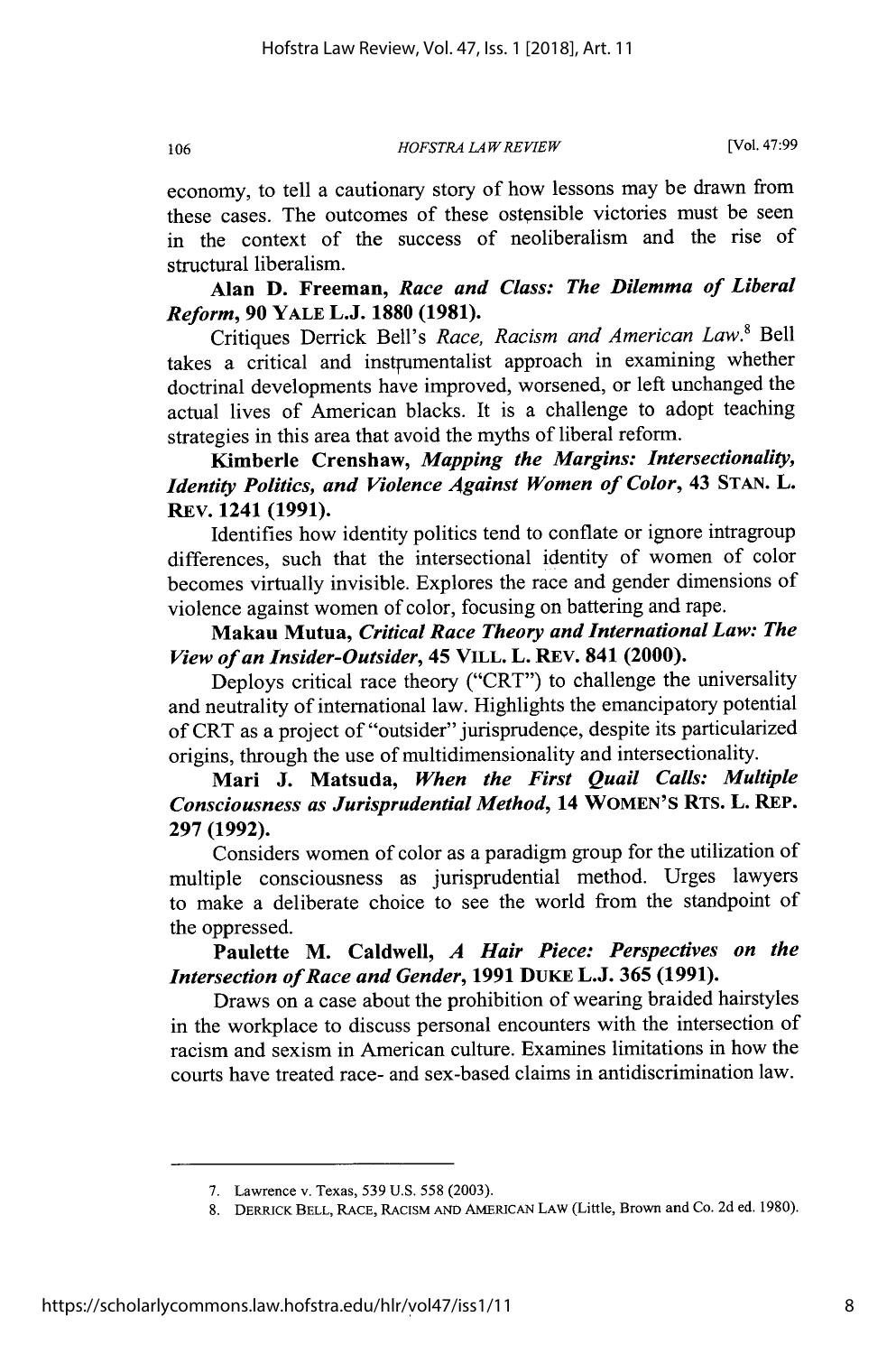economy, to tell a cautionary story of how lessons may be drawn from these cases. The outcomes of these ostensible victories must be seen in the context of the success of neoliberalism and the rise of structural liberalism.

**Alan D. Freeman, *Race and Class: The Dilemma of Liberal Reform*, 90 YALE L.J. 1880 (1981).**

Critiques Derrick Bell's *Race, Racism and American Law*.[8] Bell takes a critical and instrumentalist approach in examining whether doctrinal developments have improved, worsened, or left unchanged the actual lives of American blacks. It is a challenge to adopt teaching strategies in this area that avoid the myths of liberal reform.

**Kimberle Crenshaw, *Mapping the Margins: Intersectionality, Identity Politics, and Violence Against Women of Color*, 43 STAN. L. REV. 1241 (1991).**

Identifies how identity politics tend to conflate or ignore intragroup differences, such that the intersectional identity of women of color becomes virtually invisible. Explores the race and gender dimensions of violence against women of color, focusing on battering and rape.

**Makau Mutua, *Critical Race Theory and International Law: The View of an Insider-Outsider*, 45 VILL. L. REV. 841 (2000).**

Deploys critical race theory ("CRT") to challenge the universality and neutrality of international law. Highlights the emancipatory potential of CRT as a project of "outsider" jurisprudence, despite its particularized origins, through the use of multidimensionality and intersectionality.

**Mari J. Matsuda, *When the First Quail Calls: Multiple Consciousness as Jurisprudential Method*, 14 WOMEN'S RTS. L. REP. 297 (1992).**

Considers women of color as a paradigm group for the utilization of multiple consciousness as jurisprudential method. Urges lawyers to make a deliberate choice to see the world from the standpoint of the oppressed.

**Paulette M. Caldwell, *A Hair Piece: Perspectives on the Intersection of Race and Gender*, 1991 DUKE L.J. 365 (1991).**

Draws on a case about the prohibition of wearing braided hairstyles in the workplace to discuss personal encounters with the intersection of racism and sexism in American culture. Examines limitations in how the courts have treated race- and sex-based claims in antidiscrimination law.

---

7. Lawrence v. Texas, 539 U.S. 558 (2003).

8. DERRICK BELL, RACE, RACISM AND AMERICAN LAW (Little, Brown and Co. 2d ed. 1980).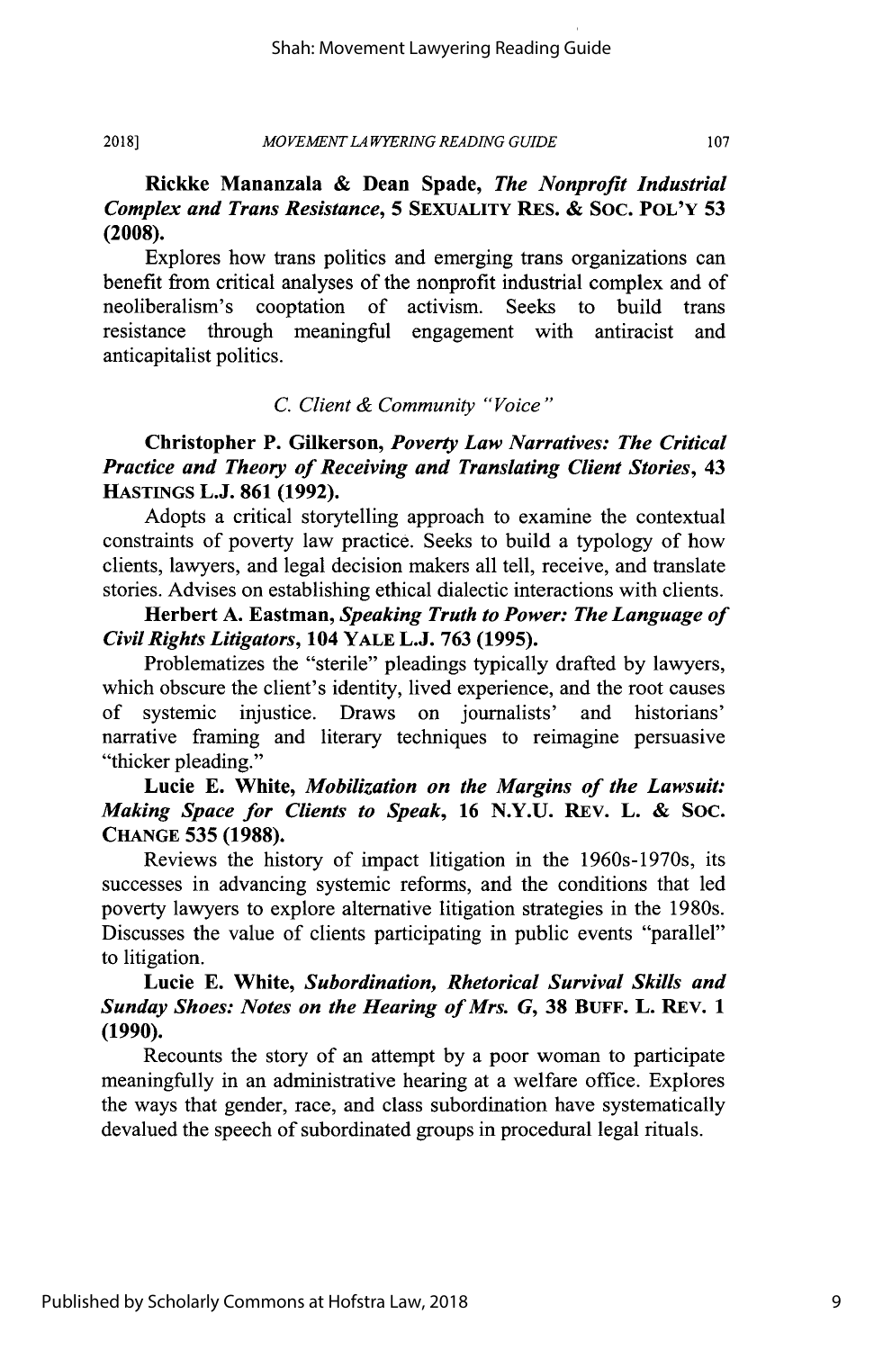**Rickke Mananzala & Dean Spade, *The Nonprofit Industrial Complex and Trans Resistance*, 5 SEXUALITY RES. & SOC. POL'Y 53 (2008).**

Explores how trans politics and emerging trans organizations can benefit from critical analyses of the nonprofit industrial complex and of neoliberalism's cooptation of activism. Seeks to build trans resistance through meaningful engagement with antiracist and anticapitalist politics.

### *C. Client & Community "Voice"*

**Christopher P. Gilkerson, *Poverty Law Narratives: The Critical Practice and Theory of Receiving and Translating Client Stories*, 43 HASTINGS L.J. 861 (1992).**

Adopts a critical storytelling approach to examine the contextual constraints of poverty law practice. Seeks to build a typology of how clients, lawyers, and legal decision makers all tell, receive, and translate stories. Advises on establishing ethical dialectic interactions with clients.

**Herbert A. Eastman, *Speaking Truth to Power: The Language of Civil Rights Litigators*, 104 YALE L.J. 763 (1995).**

Problematizes the "sterile" pleadings typically drafted by lawyers, which obscure the client's identity, lived experience, and the root causes of systemic injustice. Draws on journalists' and historians' narrative framing and literary techniques to reimagine persuasive "thicker pleading."

**Lucie E. White, *Mobilization on the Margins of the Lawsuit: Making Space for Clients to Speak*, 16 N.Y.U. REV. L. & SOC. CHANGE 535 (1988).**

Reviews the history of impact litigation in the 1960s-1970s, its successes in advancing systemic reforms, and the conditions that led poverty lawyers to explore alternative litigation strategies in the 1980s. Discusses the value of clients participating in public events "parallel" to litigation.

**Lucie E. White, *Subordination, Rhetorical Survival Skills and Sunday Shoes: Notes on the Hearing of Mrs. G*, 38 BUFF. L. REV. 1 (1990).**

Recounts the story of an attempt by a poor woman to participate meaningfully in an administrative hearing at a welfare office. Explores the ways that gender, race, and class subordination have systematically devalued the speech of subordinated groups in procedural legal rituals.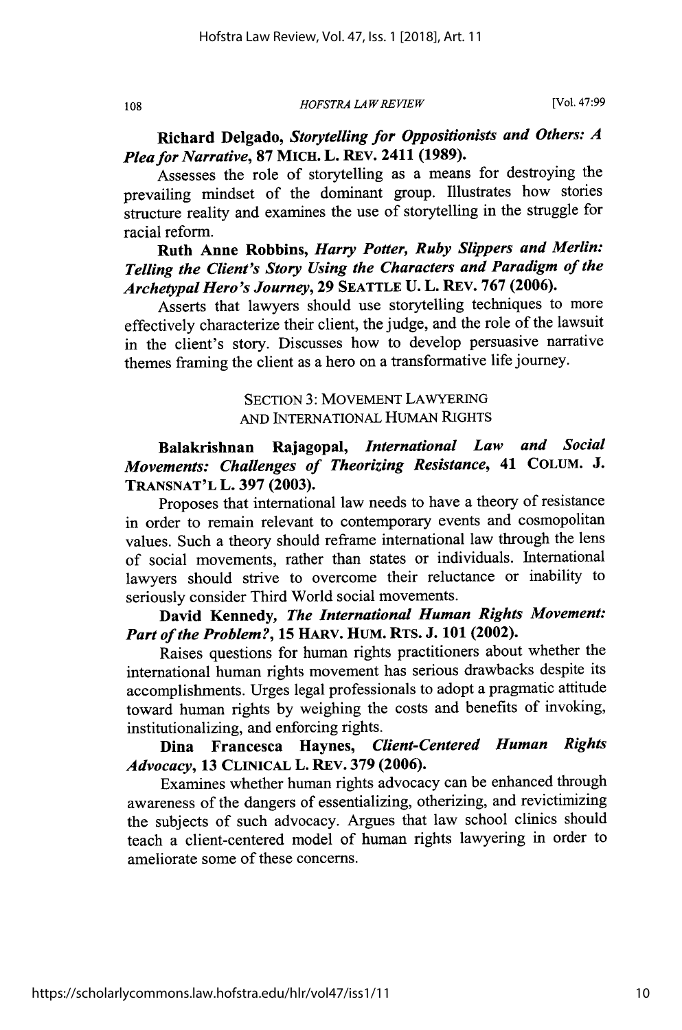**Richard Delgado, *Storytelling for Oppositionists and Others: A Plea for Narrative*, 87 MICH. L. REV. 2411 (1989).**

Assesses the role of storytelling as a means for destroying the prevailing mindset of the dominant group. Illustrates how stories structure reality and examines the use of storytelling in the struggle for racial reform.

**Ruth Anne Robbins, *Harry Potter, Ruby Slippers and Merlin: Telling the Client's Story Using the Characters and Paradigm of the Archetypal Hero's Journey*, 29 SEATTLE U. L. REV. 767 (2006).**

Asserts that lawyers should use storytelling techniques to more effectively characterize their client, the judge, and the role of the lawsuit in the client's story. Discusses how to develop persuasive narrative themes framing the client as a hero on a transformative life journey.

## SECTION 3: MOVEMENT LAWYERING AND INTERNATIONAL HUMAN RIGHTS

**Balakrishnan Rajagopal, *International Law and Social Movements: Challenges of Theorizing Resistance*, 41 COLUM. J. TRANSNAT'L L. 397 (2003).**

Proposes that international law needs to have a theory of resistance in order to remain relevant to contemporary events and cosmopolitan values. Such a theory should reframe international law through the lens of social movements, rather than states or individuals. International lawyers should strive to overcome their reluctance or inability to seriously consider Third World social movements.

**David Kennedy, *The International Human Rights Movement: Part of the Problem?*, 15 HARV. HUM. RTS. J. 101 (2002).**

Raises questions for human rights practitioners about whether the international human rights movement has serious drawbacks despite its accomplishments. Urges legal professionals to adopt a pragmatic attitude toward human rights by weighing the costs and benefits of invoking, institutionalizing, and enforcing rights.

**Dina Francesca Haynes, *Client-Centered Human Rights Advocacy*, 13 CLINICAL L. REV. 379 (2006).**

Examines whether human rights advocacy can be enhanced through awareness of the dangers of essentializing, otherizing, and revictimizing the subjects of such advocacy. Argues that law school clinics should teach a client-centered model of human rights lawyering in order to ameliorate some of these concerns.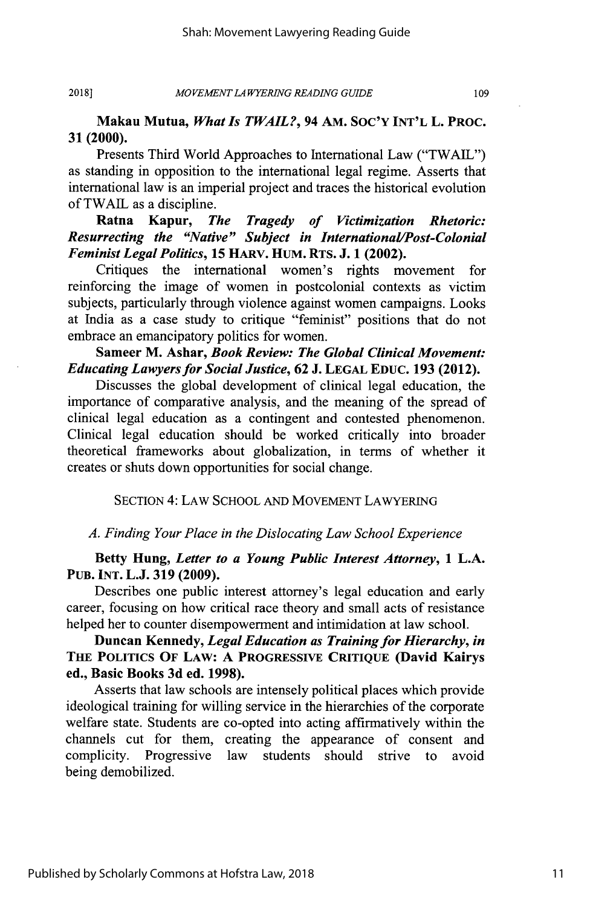**Makau Mutua, *What Is TWAIL?*, 94 AM. SOC'Y INT'L L. PROC. 31 (2000).**

Presents Third World Approaches to International Law ("TWAIL") as standing in opposition to the international legal regime. Asserts that international law is an imperial project and traces the historical evolution of TWAIL as a discipline.

**Ratna Kapur, *The Tragedy of Victimization Rhetoric: Resurrecting the "Native" Subject in International/Post-Colonial Feminist Legal Politics*, 15 HARV. HUM. RTS. J. 1 (2002).**

Critiques the international women's rights movement for reinforcing the image of women in postcolonial contexts as victim subjects, particularly through violence against women campaigns. Looks at India as a case study to critique "feminist" positions that do not embrace an emancipatory politics for women.

**Sameer M. Ashar, *Book Review: The Global Clinical Movement: Educating Lawyers for Social Justice*, 62 J. LEGAL EDUC. 193 (2012).**

Discusses the global development of clinical legal education, the importance of comparative analysis, and the meaning of the spread of clinical legal education as a contingent and contested phenomenon. Clinical legal education should be worked critically into broader theoretical frameworks about globalization, in terms of whether it creates or shuts down opportunities for social change.

## SECTION 4: LAW SCHOOL AND MOVEMENT LAWYERING

### *A. Finding Your Place in the Dislocating Law School Experience*

**Betty Hung, *Letter to a Young Public Interest Attorney*, 1 L.A. PUB. INT. L.J. 319 (2009).**

Describes one public interest attorney's legal education and early career, focusing on how critical race theory and small acts of resistance helped her to counter disempowerment and intimidation at law school.

**Duncan Kennedy, *Legal Education as Training for Hierarchy*, *in* THE POLITICS OF LAW: A PROGRESSIVE CRITIQUE (David Kairys ed., Basic Books 3d ed. 1998).**

Asserts that law schools are intensely political places which provide ideological training for willing service in the hierarchies of the corporate welfare state. Students are co-opted into acting affirmatively within the channels cut for them, creating the appearance of consent and complicity. Progressive law students should strive to avoid being demobilized.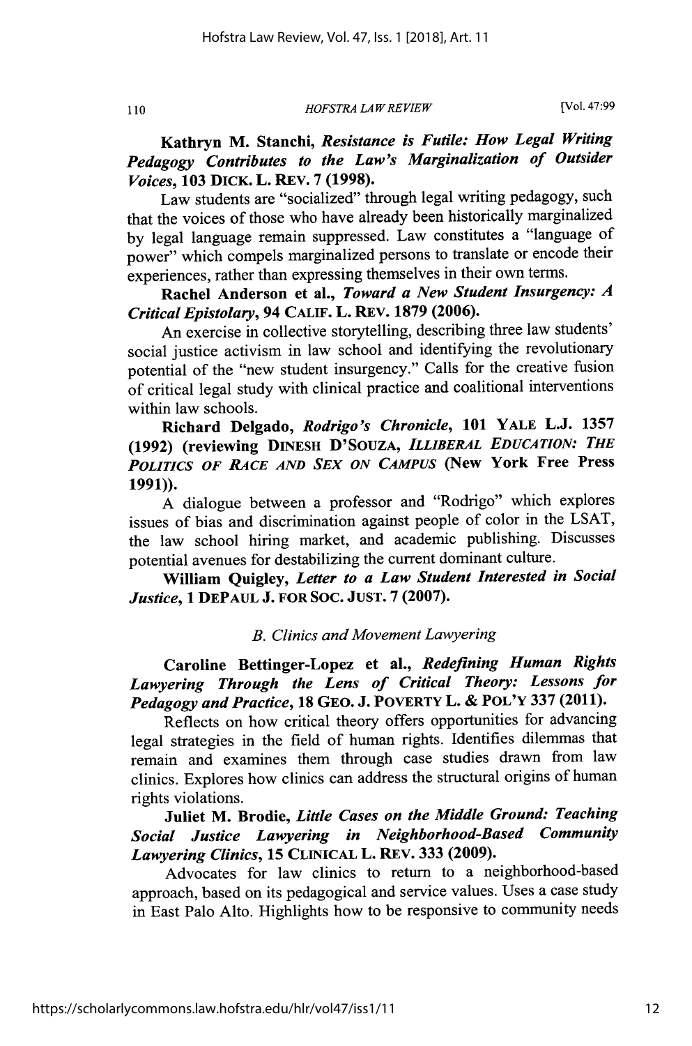**Kathryn M. Stanchi, *Resistance is Futile: How Legal Writing Pedagogy Contributes to the Law's Marginalization of Outsider Voices*, 103 DICK. L. REV. 7 (1998).**

Law students are "socialized" through legal writing pedagogy, such that the voices of those who have already been historically marginalized by legal language remain suppressed. Law constitutes a "language of power" which compels marginalized persons to translate or encode their experiences, rather than expressing themselves in their own terms.

**Rachel Anderson et al., *Toward a New Student Insurgency: A Critical Epistolary*, 94 CALIF. L. REV. 1879 (2006).**

An exercise in collective storytelling, describing three law students' social justice activism in law school and identifying the revolutionary potential of the "new student insurgency." Calls for the creative fusion of critical legal study with clinical practice and coalitional interventions within law schools.

**Richard Delgado, *Rodrigo's Chronicle*, 101 YALE L.J. 1357 (1992) (reviewing DINESH D'SOUZA, *ILLIBERAL EDUCATION: THE POLITICS OF RACE AND SEX ON CAMPUS* (New York Free Press 1991)).**

A dialogue between a professor and "Rodrigo" which explores issues of bias and discrimination against people of color in the LSAT, the law school hiring market, and academic publishing. Discusses potential avenues for destabilizing the current dominant culture.

**William Quigley, *Letter to a Law Student Interested in Social Justice*, 1 DEPAUL J. FOR SOC. JUST. 7 (2007).**

### *B. Clinics and Movement Lawyering*

**Caroline Bettinger-Lopez et al., *Redefining Human Rights Lawyering Through the Lens of Critical Theory: Lessons for Pedagogy and Practice*, 18 GEO. J. POVERTY L. & POL'Y 337 (2011).**

Reflects on how critical theory offers opportunities for advancing legal strategies in the field of human rights. Identifies dilemmas that remain and examines them through case studies drawn from law clinics. Explores how clinics can address the structural origins of human rights violations.

**Juliet M. Brodie, *Little Cases on the Middle Ground: Teaching Social Justice Lawyering in Neighborhood-Based Community Lawyering Clinics*, 15 CLINICAL L. REV. 333 (2009).**

Advocates for law clinics to return to a neighborhood-based approach, based on its pedagogical and service values. Uses a case study in East Palo Alto. Highlights how to be responsive to community needs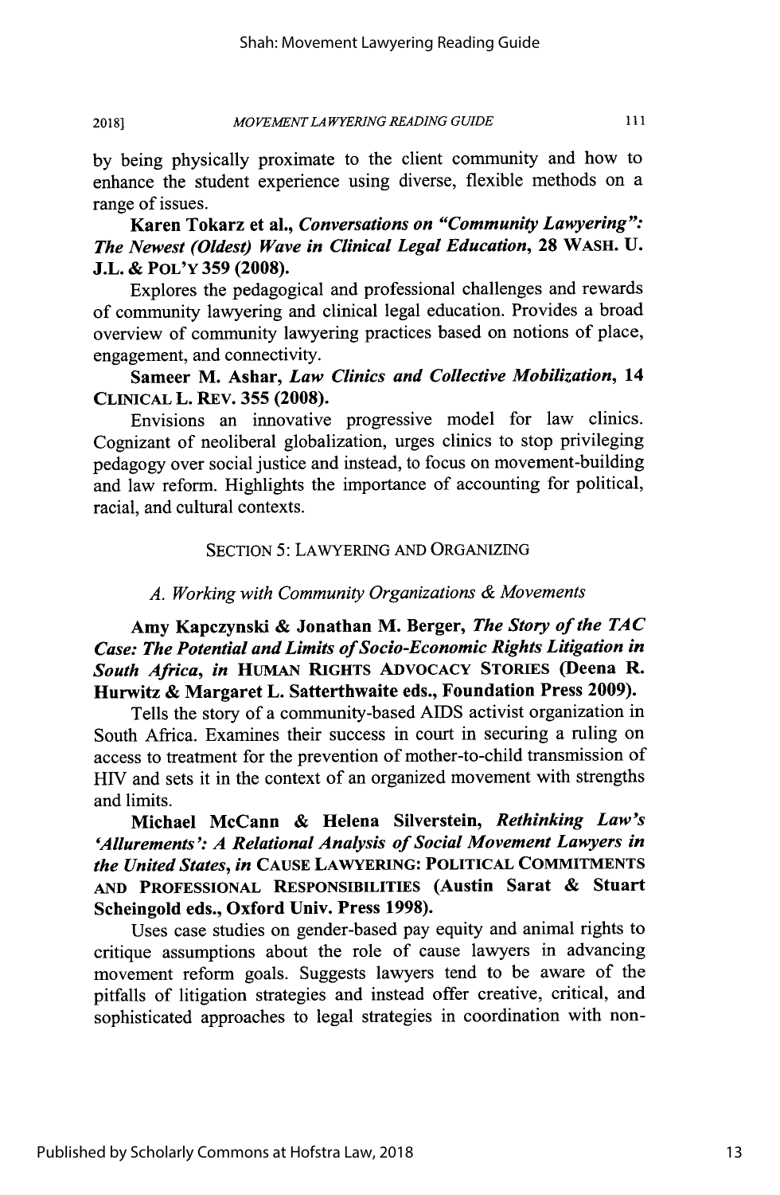by being physically proximate to the client community and how to enhance the student experience using diverse, flexible methods on a range of issues.

**Karen Tokarz et al., *Conversations on "Community Lawyering": The Newest (Oldest) Wave in Clinical Legal Education*, 28 WASH. U. J.L. & POL'Y 359 (2008).**

Explores the pedagogical and professional challenges and rewards of community lawyering and clinical legal education. Provides a broad overview of community lawyering practices based on notions of place, engagement, and connectivity.

**Sameer M. Ashar, *Law Clinics and Collective Mobilization*, 14 CLINICAL L. REV. 355 (2008).**

Envisions an innovative progressive model for law clinics. Cognizant of neoliberal globalization, urges clinics to stop privileging pedagogy over social justice and instead, to focus on movement-building and law reform. Highlights the importance of accounting for political, racial, and cultural contexts.

## SECTION 5: LAWYERING AND ORGANIZING

### *A. Working with Community Organizations & Movements*

**Amy Kapczynski & Jonathan M. Berger, *The Story of the TAC Case: The Potential and Limits of Socio-Economic Rights Litigation in South Africa*, *in* HUMAN RIGHTS ADVOCACY STORIES (Deena R. Hurwitz & Margaret L. Satterthwaite eds., Foundation Press 2009).**

Tells the story of a community-based AIDS activist organization in South Africa. Examines their success in court in securing a ruling on access to treatment for the prevention of mother-to-child transmission of HIV and sets it in the context of an organized movement with strengths and limits.

**Michael McCann & Helena Silverstein, *Rethinking Law's 'Allurements': A Relational Analysis of Social Movement Lawyers in the United States*, *in* CAUSE LAWYERING: POLITICAL COMMITMENTS AND PROFESSIONAL RESPONSIBILITIES (Austin Sarat & Stuart Scheingold eds., Oxford Univ. Press 1998).**

Uses case studies on gender-based pay equity and animal rights to critique assumptions about the role of cause lawyers in advancing movement reform goals. Suggests lawyers tend to be aware of the pitfalls of litigation strategies and instead offer creative, critical, and sophisticated approaches to legal strategies in coordination with non-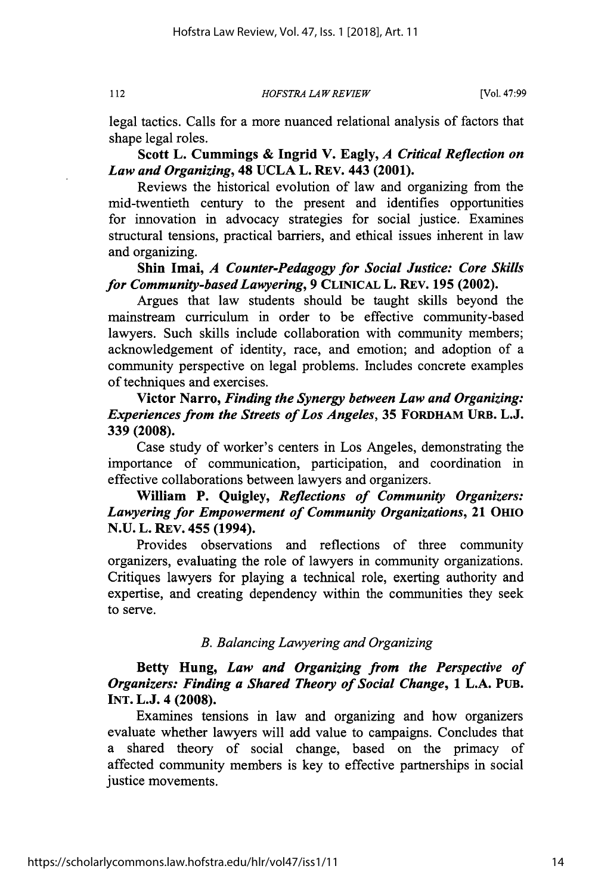legal tactics. Calls for a more nuanced relational analysis of factors that shape legal roles.

**Scott L. Cummings & Ingrid V. Eagly, *A Critical Reflection on Law and Organizing*, 48 UCLA L. REV. 443 (2001).**

Reviews the historical evolution of law and organizing from the mid-twentieth century to the present and identifies opportunities for innovation in advocacy strategies for social justice. Examines structural tensions, practical barriers, and ethical issues inherent in law and organizing.

**Shin Imai, *A Counter-Pedagogy for Social Justice: Core Skills for Community-based Lawyering*, 9 CLINICAL L. REV. 195 (2002).**

Argues that law students should be taught skills beyond the mainstream curriculum in order to be effective community-based lawyers. Such skills include collaboration with community members; acknowledgement of identity, race, and emotion; and adoption of a community perspective on legal problems. Includes concrete examples of techniques and exercises.

**Victor Narro, *Finding the Synergy between Law and Organizing: Experiences from the Streets of Los Angeles*, 35 FORDHAM URB. L.J. 339 (2008).**

Case study of worker's centers in Los Angeles, demonstrating the importance of communication, participation, and coordination in effective collaborations between lawyers and organizers.

**William P. Quigley, *Reflections of Community Organizers: Lawyering for Empowerment of Community Organizations*, 21 OHIO N.U. L. REV. 455 (1994).**

Provides observations and reflections of three community organizers, evaluating the role of lawyers in community organizations. Critiques lawyers for playing a technical role, exerting authority and expertise, and creating dependency within the communities they seek to serve.

### *B. Balancing Lawyering and Organizing*

**Betty Hung, *Law and Organizing from the Perspective of Organizers: Finding a Shared Theory of Social Change*, 1 L.A. PUB. INT. L.J. 4 (2008).**

Examines tensions in law and organizing and how organizers evaluate whether lawyers will add value to campaigns. Concludes that a shared theory of social change, based on the primacy of affected community members is key to effective partnerships in social justice movements.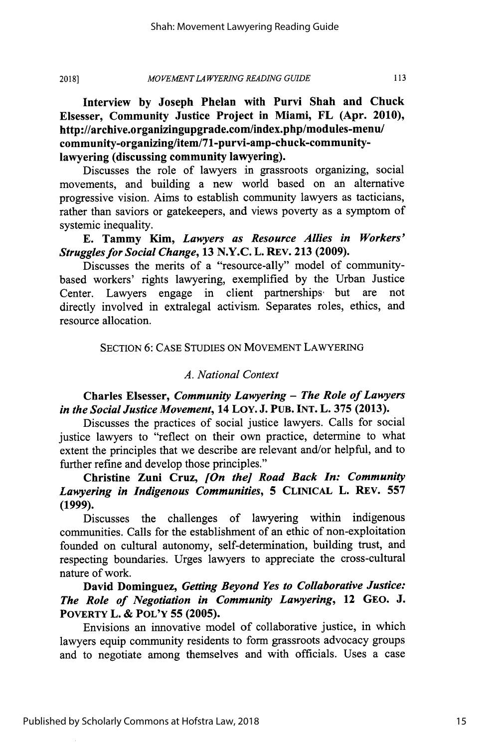**Interview by Joseph Phelan with Purvi Shah and Chuck Elsesser, Community Justice Project in Miami, FL (Apr. 2010), http://archive.organizingupgrade.com/index.php/modules-menu/community-organizing/item/71-purvi-amp-chuck-community-lawyering (discussing community lawyering).**

Discusses the role of lawyers in grassroots organizing, social movements, and building a new world based on an alternative progressive vision. Aims to establish community lawyers as tacticians, rather than saviors or gatekeepers, and views poverty as a symptom of systemic inequality.

**E. Tammy Kim, *Lawyers as Resource Allies in Workers' Struggles for Social Change*, 13 N.Y.C. L. REV. 213 (2009).**

Discusses the merits of a "resource-ally" model of community-based workers' rights lawyering, exemplified by the Urban Justice Center. Lawyers engage in client partnerships but are not directly involved in extralegal activism. Separates roles, ethics, and resource allocation.

## SECTION 6: CASE STUDIES ON MOVEMENT LAWYERING

### *A. National Context*

**Charles Elsesser, *Community Lawyering – The Role of Lawyers in the Social Justice Movement*, 14 LOY. J. PUB. INT. L. 375 (2013).**

Discusses the practices of social justice lawyers. Calls for social justice lawyers to "reflect on their own practice, determine to what extent the principles that we describe are relevant and/or helpful, and to further refine and develop those principles."

**Christine Zuni Cruz, *[On the] Road Back In: Community Lawyering in Indigenous Communities*, 5 CLINICAL L. REV. 557 (1999).**

Discusses the challenges of lawyering within indigenous communities. Calls for the establishment of an ethic of non-exploitation founded on cultural autonomy, self-determination, building trust, and respecting boundaries. Urges lawyers to appreciate the cross-cultural nature of work.

**David Dominguez, *Getting Beyond Yes to Collaborative Justice: The Role of Negotiation in Community Lawyering*, 12 GEO. J. POVERTY L. & POL'Y 55 (2005).**

Envisions an innovative model of collaborative justice, in which lawyers equip community residents to form grassroots advocacy groups and to negotiate among themselves and with officials. Uses a case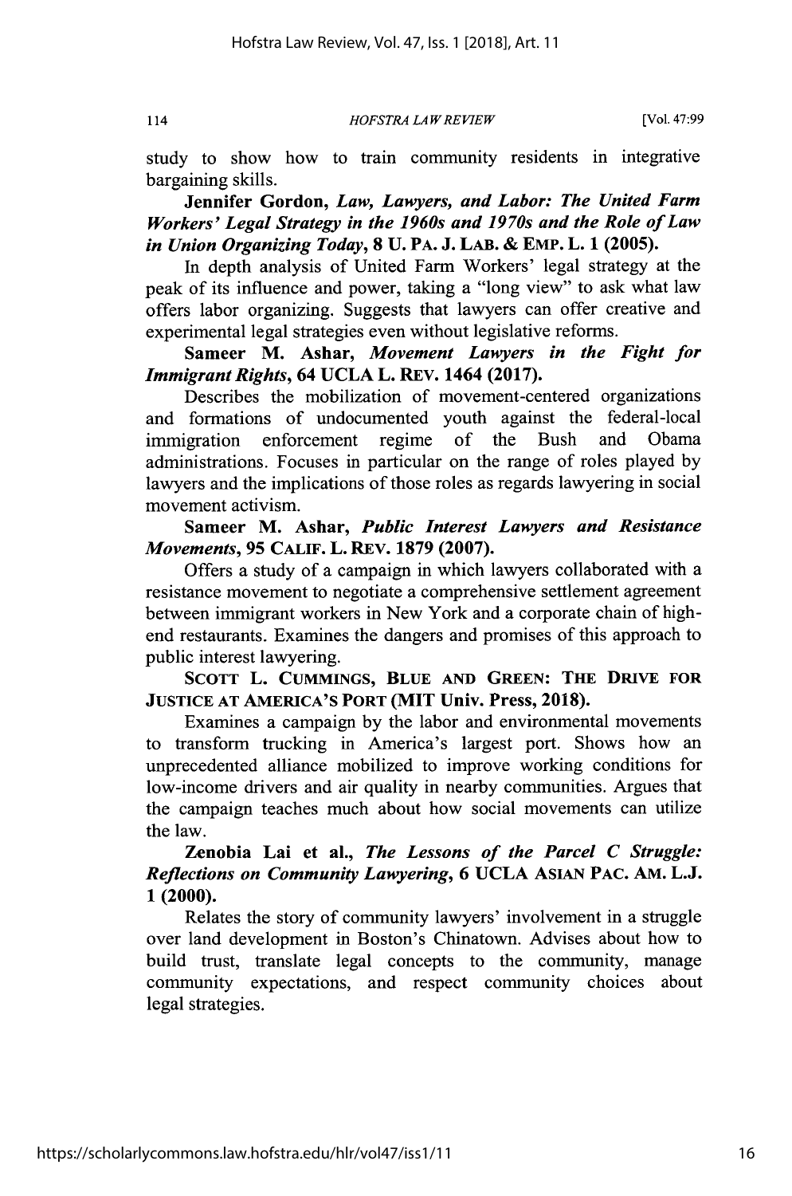study to show how to train community residents in integrative bargaining skills.

**Jennifer Gordon, *Law, Lawyers, and Labor: The United Farm Workers' Legal Strategy in the 1960s and 1970s and the Role of Law in Union Organizing Today*, 8 U. PA. J. LAB. & EMP. L. 1 (2005).**

In depth analysis of United Farm Workers' legal strategy at the peak of its influence and power, taking a "long view" to ask what law offers labor organizing. Suggests that lawyers can offer creative and experimental legal strategies even without legislative reforms.

**Sameer M. Ashar, *Movement Lawyers in the Fight for Immigrant Rights*, 64 UCLA L. REV. 1464 (2017).**

Describes the mobilization of movement-centered organizations and formations of undocumented youth against the federal-local immigration enforcement regime of the Bush and Obama administrations. Focuses in particular on the range of roles played by lawyers and the implications of those roles as regards lawyering in social movement activism.

**Sameer M. Ashar, *Public Interest Lawyers and Resistance Movements*, 95 CALIF. L. REV. 1879 (2007).**

Offers a study of a campaign in which lawyers collaborated with a resistance movement to negotiate a comprehensive settlement agreement between immigrant workers in New York and a corporate chain of high-end restaurants. Examines the dangers and promises of this approach to public interest lawyering.

**SCOTT L. CUMMINGS, BLUE AND GREEN: THE DRIVE FOR JUSTICE AT AMERICA'S PORT (MIT Univ. Press, 2018).**

Examines a campaign by the labor and environmental movements to transform trucking in America's largest port. Shows how an unprecedented alliance mobilized to improve working conditions for low-income drivers and air quality in nearby communities. Argues that the campaign teaches much about how social movements can utilize the law.

**Zenobia Lai et al., *The Lessons of the Parcel C Struggle: Reflections on Community Lawyering*, 6 UCLA ASIAN PAC. AM. L.J. 1 (2000).**

Relates the story of community lawyers' involvement in a struggle over land development in Boston's Chinatown. Advises about how to build trust, translate legal concepts to the community, manage community expectations, and respect community choices about legal strategies.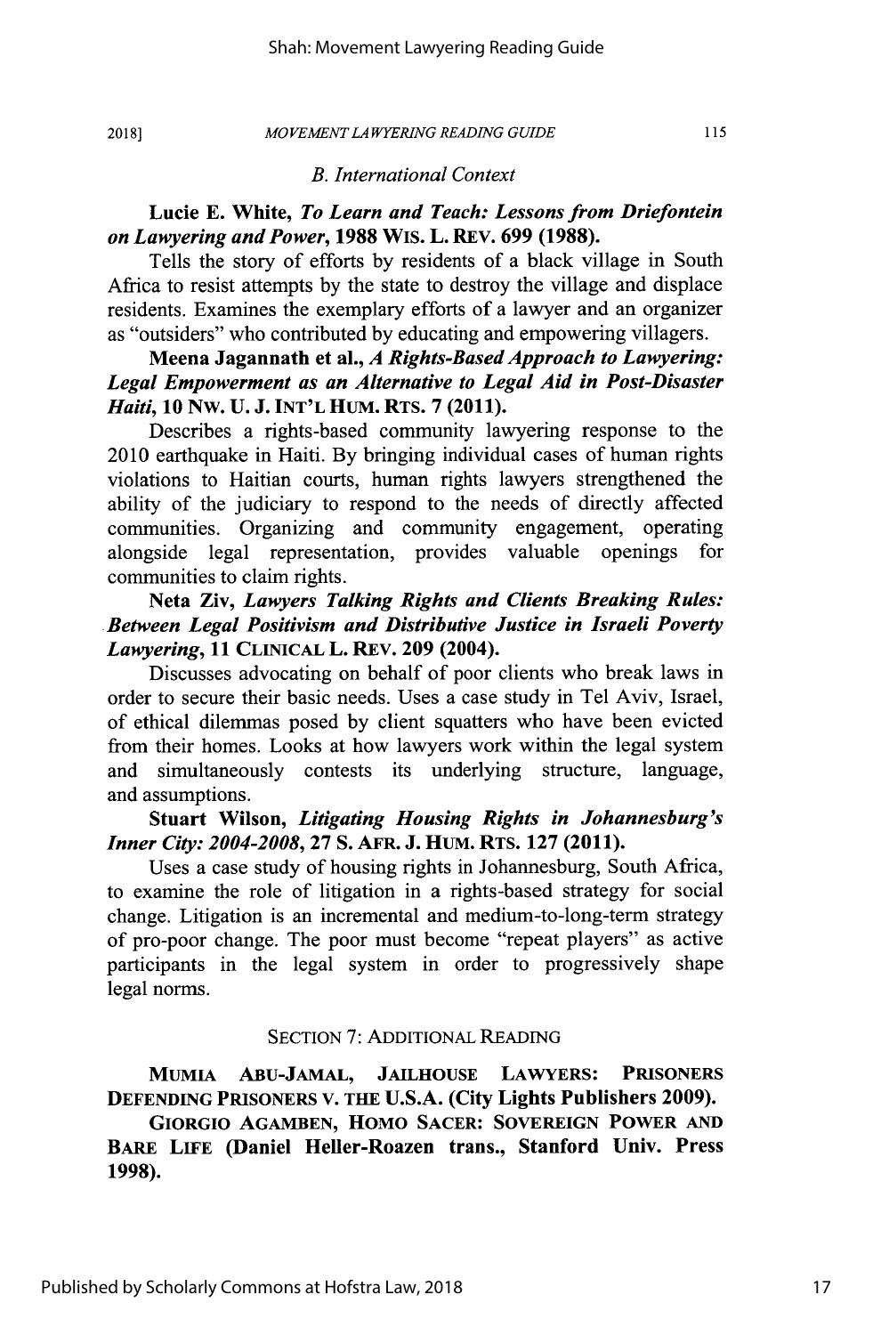### *B. International Context*

**Lucie E. White, *To Learn and Teach: Lessons from Driefontein on Lawyering and Power*, 1988 WIS. L. REV. 699 (1988).**

Tells the story of efforts by residents of a black village in South Africa to resist attempts by the state to destroy the village and displace residents. Examines the exemplary efforts of a lawyer and an organizer as "outsiders" who contributed by educating and empowering villagers.

**Meena Jagannath et al., *A Rights-Based Approach to Lawyering: Legal Empowerment as an Alternative to Legal Aid in Post-Disaster Haiti*, 10 NW. U. J. INT'L HUM. RTS. 7 (2011).**

Describes a rights-based community lawyering response to the 2010 earthquake in Haiti. By bringing individual cases of human rights violations to Haitian courts, human rights lawyers strengthened the ability of the judiciary to respond to the needs of directly affected communities. Organizing and community engagement, operating alongside legal representation, provides valuable openings for communities to claim rights.

**Neta Ziv, *Lawyers Talking Rights and Clients Breaking Rules: Between Legal Positivism and Distributive Justice in Israeli Poverty Lawyering*, 11 CLINICAL L. REV. 209 (2004).**

Discusses advocating on behalf of poor clients who break laws in order to secure their basic needs. Uses a case study in Tel Aviv, Israel, of ethical dilemmas posed by client squatters who have been evicted from their homes. Looks at how lawyers work within the legal system and simultaneously contests its underlying structure, language, and assumptions.

**Stuart Wilson, *Litigating Housing Rights in Johannesburg's Inner City: 2004-2008*, 27 S. AFR. J. HUM. RTS. 127 (2011).**

Uses a case study of housing rights in Johannesburg, South Africa, to examine the role of litigation in a rights-based strategy for social change. Litigation is an incremental and medium-to-long-term strategy of pro-poor change. The poor must become "repeat players" as active participants in the legal system in order to progressively shape legal norms.

## SECTION 7: ADDITIONAL READING

**MUMIA ABU-JAMAL, JAILHOUSE LAWYERS: PRISONERS DEFENDING PRISONERS V. THE U.S.A. (City Lights Publishers 2009).**

**GIORGIO AGAMBEN, HOMO SACER: SOVEREIGN POWER AND BARE LIFE (Daniel Heller-Roazen trans., Stanford Univ. Press 1998).**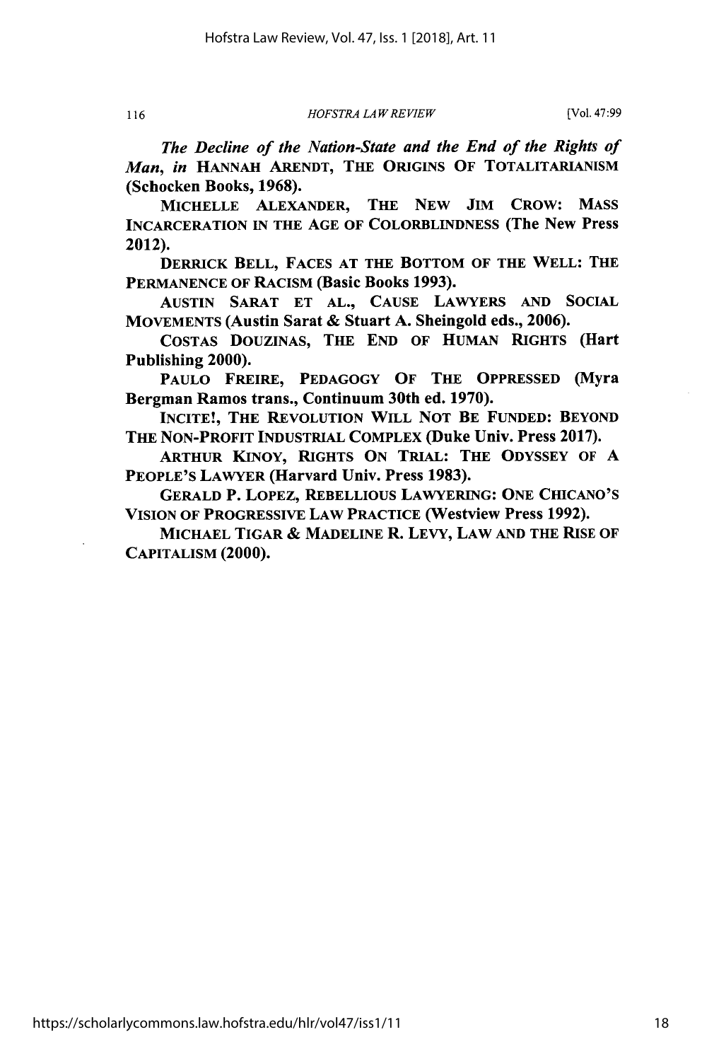*The Decline of the Nation-State and the End of the Rights of Man*, *in* **HANNAH ARENDT, THE ORIGINS OF TOTALITARIANISM (Schocken Books, 1968).**

**MICHELLE ALEXANDER, THE NEW JIM CROW: MASS INCARCERATION IN THE AGE OF COLORBLINDNESS (The New Press 2012).**

**DERRICK BELL, FACES AT THE BOTTOM OF THE WELL: THE PERMANENCE OF RACISM (Basic Books 1993).**

**AUSTIN SARAT ET AL., CAUSE LAWYERS AND SOCIAL MOVEMENTS (Austin Sarat & Stuart A. Sheingold eds., 2006).**

**COSTAS DOUZINAS, THE END OF HUMAN RIGHTS (Hart Publishing 2000).**

**PAULO FREIRE, PEDAGOGY OF THE OPPRESSED (Myra Bergman Ramos trans., Continuum 30th ed. 1970).**

**INCITE!, THE REVOLUTION WILL NOT BE FUNDED: BEYOND THE NON-PROFIT INDUSTRIAL COMPLEX (Duke Univ. Press 2017).**

**ARTHUR KINOY, RIGHTS ON TRIAL: THE ODYSSEY OF A PEOPLE'S LAWYER (Harvard Univ. Press 1983).**

**GERALD P. LOPEZ, REBELLIOUS LAWYERING: ONE CHICANO'S VISION OF PROGRESSIVE LAW PRACTICE (Westview Press 1992).**

**MICHAEL TIGAR & MADELINE R. LEVY, LAW AND THE RISE OF CAPITALISM (2000).**